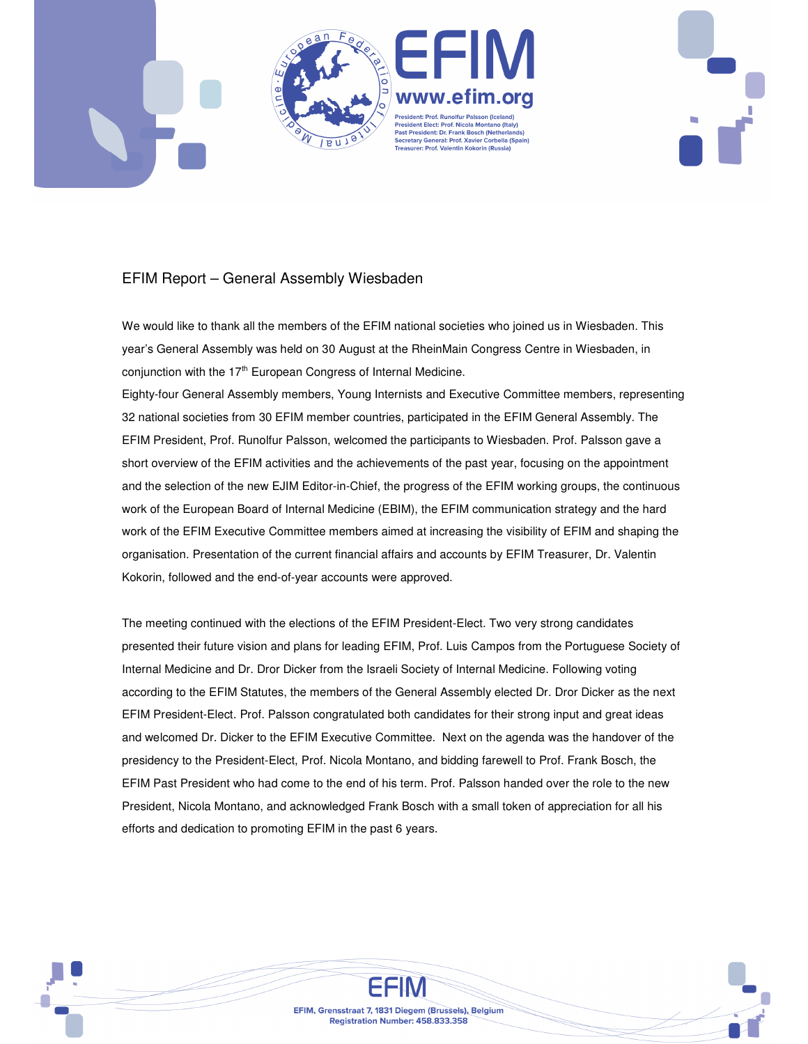# EFIM Report – General Assembly Wiesbaden

We would like to thank all the members of the EFIM national societies who joined us in Wiesbaden. This year's General Assembly was held on 30 August at the RheinMain Congress Centre in Wiesbaden, in conjunction with the 17th European Congress of Internal Medicine.

Eighty-four General Assembly members, Young Internists and Executive Committee members, representing 32 national societies from 30 EFIM member countries, participated in the EFIM General Assembly. The EFIM President, Prof. Runolfur Palsson, welcomed the participants to Wiesbaden. Prof. Palsson gave a short overview of the EFIM activities and the achievements of the past year, focusing on the appointment and the selection of the new EJIM Editor-in-Chief, the progress of the EFIM working groups, the continuous work of the European Board of Internal Medicine (EBIM), the EFIM communication strategy and the hard work of the EFIM Executive Committee members aimed at increasing the visibility of EFIM and shaping the organisation. Presentation of the current financial affairs and accounts by EFIM Treasurer, Dr. Valentin Kokorin, followed and the end-of-year accounts were approved.

The meeting continued with the elections of the EFIM President-Elect. Two very strong candidates presented their future vision and plans for leading EFIM, Prof. Luis Campos from the Portuguese Society of Internal Medicine and Dr. Dror Dicker from the Israeli Society of Internal Medicine. Following voting according to the EFIM Statutes, the members of the General Assembly elected Dr. Dror Dicker as the next EFIM President-Elect. Prof. Palsson congratulated both candidates for their strong input and great ideas and welcomed Dr. Dicker to the EFIM Executive Committee. Next on the agenda was the handover of the presidency to the President-Elect, Prof. Nicola Montano, and bidding farewell to Prof. Frank Bosch, the EFIM Past President who had come to the end of his term. Prof. Palsson handed over the role to the new President, Nicola Montano, and acknowledged Frank Bosch with a small token of appreciation for all his efforts and dedication to promoting EFIM in the past 6 years.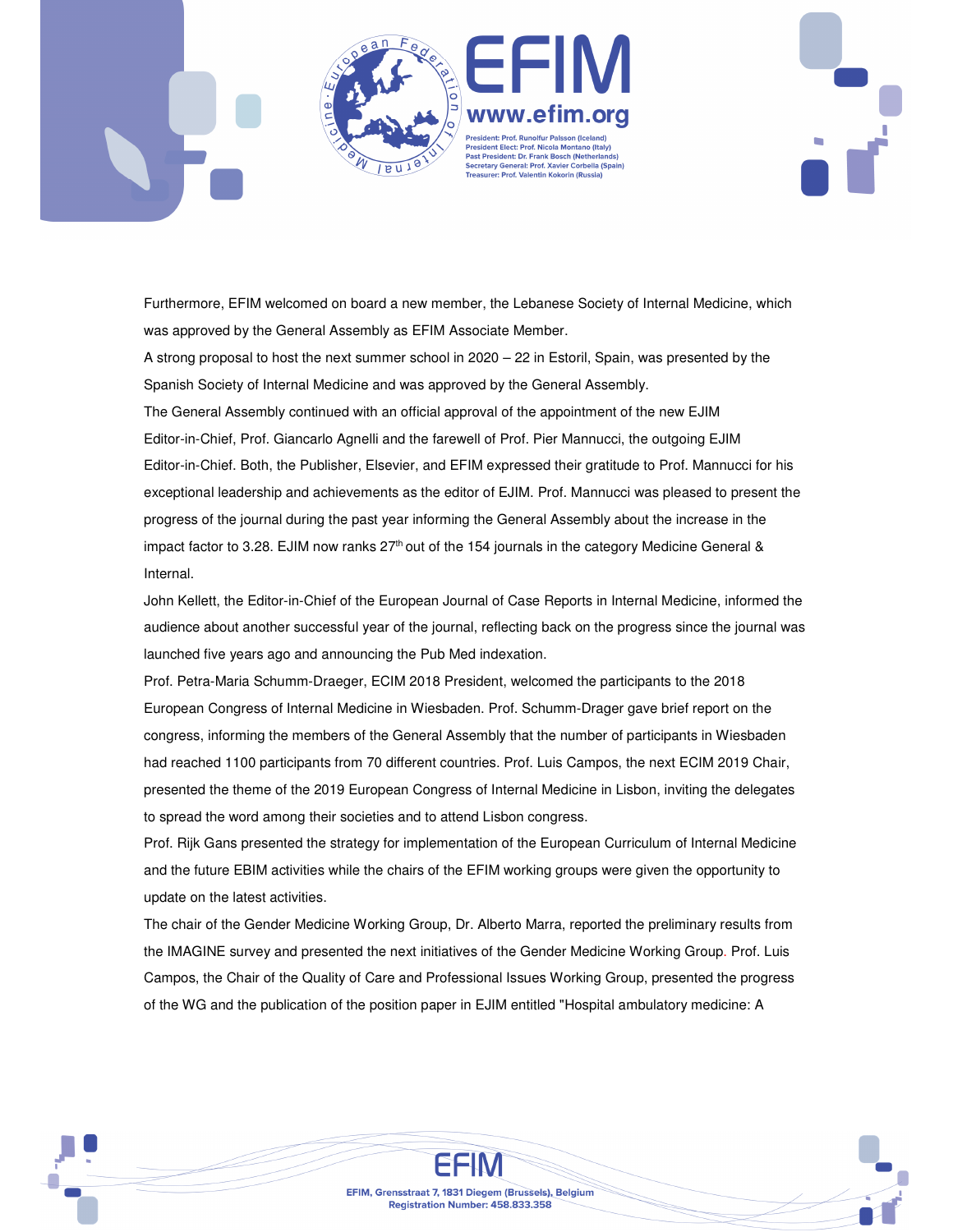Furthermore, EFIM welcomed on board a new member, the Lebanese Society of Internal Medicine, which was approved by the General Assembly as EFIM Associate Member.

A strong proposal to host the next summer school in 2020 – 22 in Estoril, Spain, was presented by the Spanish Society of Internal Medicine and was approved by the General Assembly.

The General Assembly continued with an official approval of the appointment of the new EJIM Editor-in-Chief, Prof. Giancarlo Agnelli and the farewell of Prof. Pier Mannucci, the outgoing EJIM Editor-in-Chief. Both, the Publisher, Elsevier, and EFIM expressed their gratitude to Prof. Mannucci for his exceptional leadership and achievements as the editor of EJIM. Prof. Mannucci was pleased to present the progress of the journal during the past year informing the General Assembly about the increase in the impact factor to 3.28. EJIM now ranks 27th out of the 154 journals in the category Medicine General & Internal.

John Kellett, the Editor-in-Chief of the European Journal of Case Reports in Internal Medicine, informed the audience about another successful year of the journal, reflecting back on the progress since the journal was launched five years ago and announcing the Pub Med indexation.

Prof. Petra-Maria Schumm-Draeger, ECIM 2018 President, welcomed the participants to the 2018 European Congress of Internal Medicine in Wiesbaden. Prof. Schumm-Drager gave brief report on the congress, informing the members of the General Assembly that the number of participants in Wiesbaden had reached 1100 participants from 70 different countries. Prof. Luis Campos, the next ECIM 2019 Chair, presented the theme of the 2019 European Congress of Internal Medicine in Lisbon, inviting the delegates to spread the word among their societies and to attend Lisbon congress.

Prof. Rijk Gans presented the strategy for implementation of the European Curriculum of Internal Medicine and the future EBIM activities while the chairs of the EFIM working groups were given the opportunity to update on the latest activities.

The chair of the Gender Medicine Working Group, Dr. Alberto Marra, reported the preliminary results from the IMAGINE survey and presented the next initiatives of the Gender Medicine Working Group. Prof. Luis Campos, the Chair of the Quality of Care and Professional Issues Working Group, presented the progress of the WG and the publication of the position paper in EJIM entitled "Hospital ambulatory medicine: A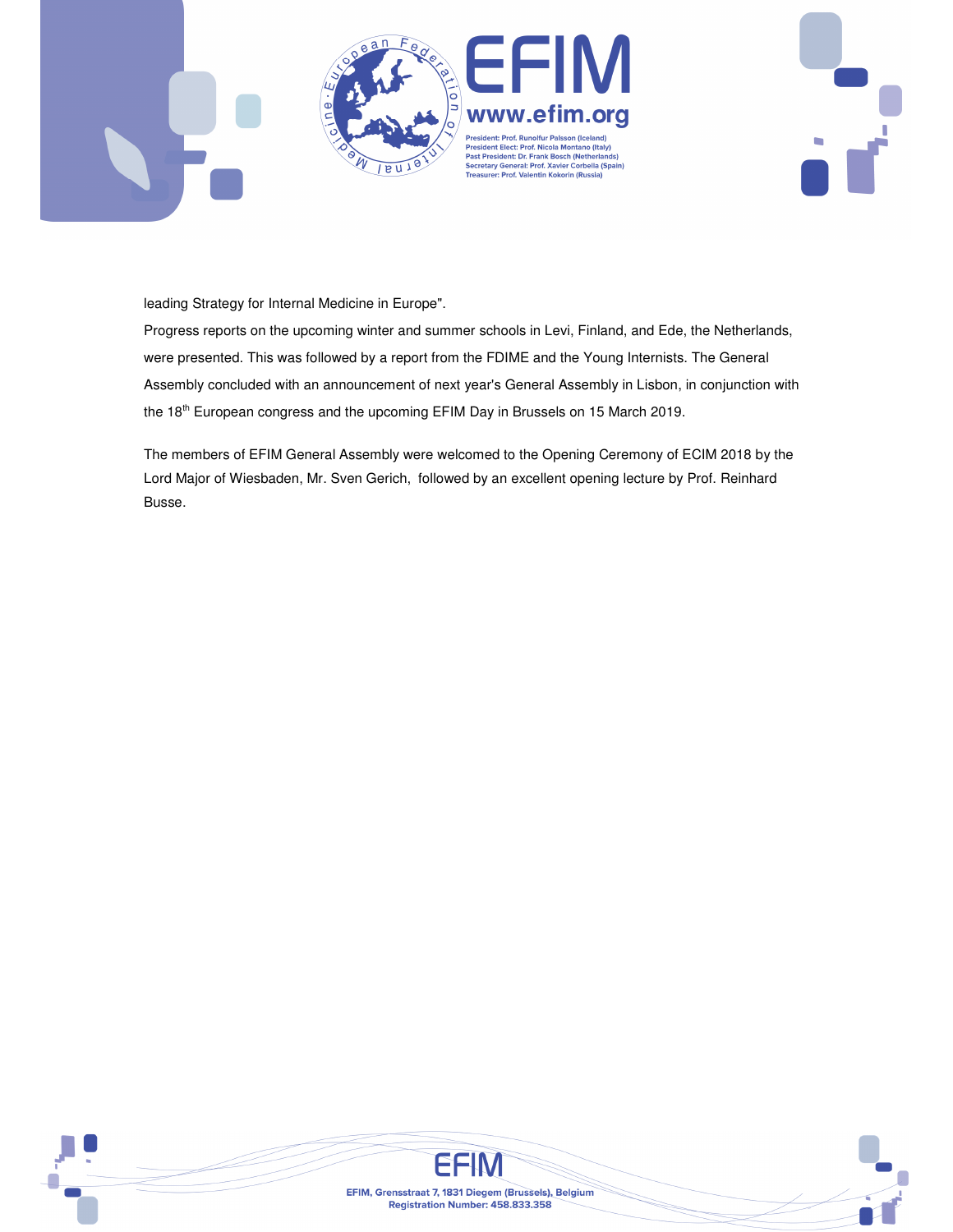leading Strategy for Internal Medicine in Europe".

Progress reports on the upcoming winter and summer schools in Levi, Finland, and Ede, the Netherlands, were presented. This was followed by a report from the FDIME and the Young Internists. The General Assembly concluded with an announcement of next year's General Assembly in Lisbon, in conjunction with the 18th European congress and the upcoming EFIM Day in Brussels on 15 March 2019.

The members of EFIM General Assembly were welcomed to the Opening Ceremony of ECIM 2018 by the Lord Major of Wiesbaden, Mr. Sven Gerich, followed by an excellent opening lecture by Prof. Reinhard Busse.